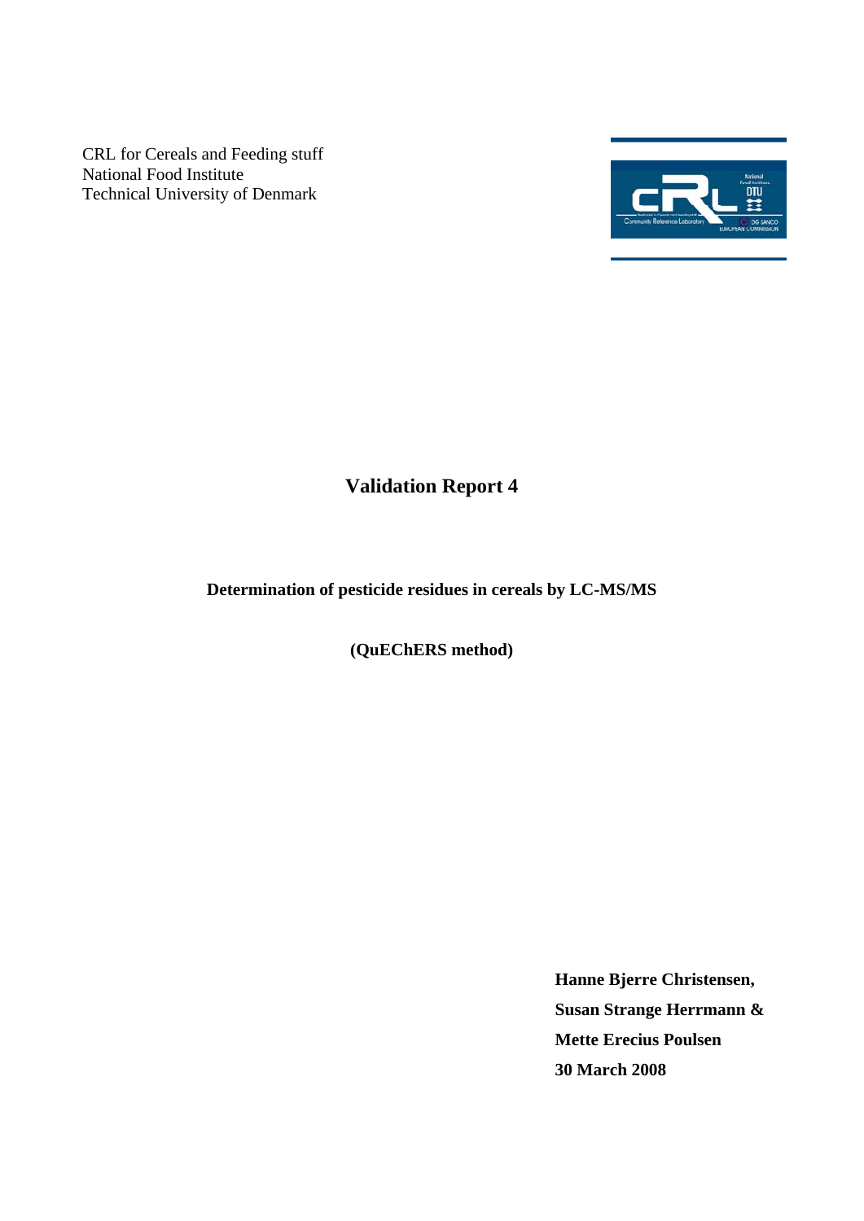CRL for Cereals and Feeding stuff
National Food Institute
Technical University of Denmark

# Validation Report 4

**Determination of pesticide residues in cereals by LC-MS/MS**

**(QuEChERS method)**

**Hanne Bjerre Christensen,**
**Susan Strange Herrmann &**
**Mette Erecius Poulsen**
**30 March 2008**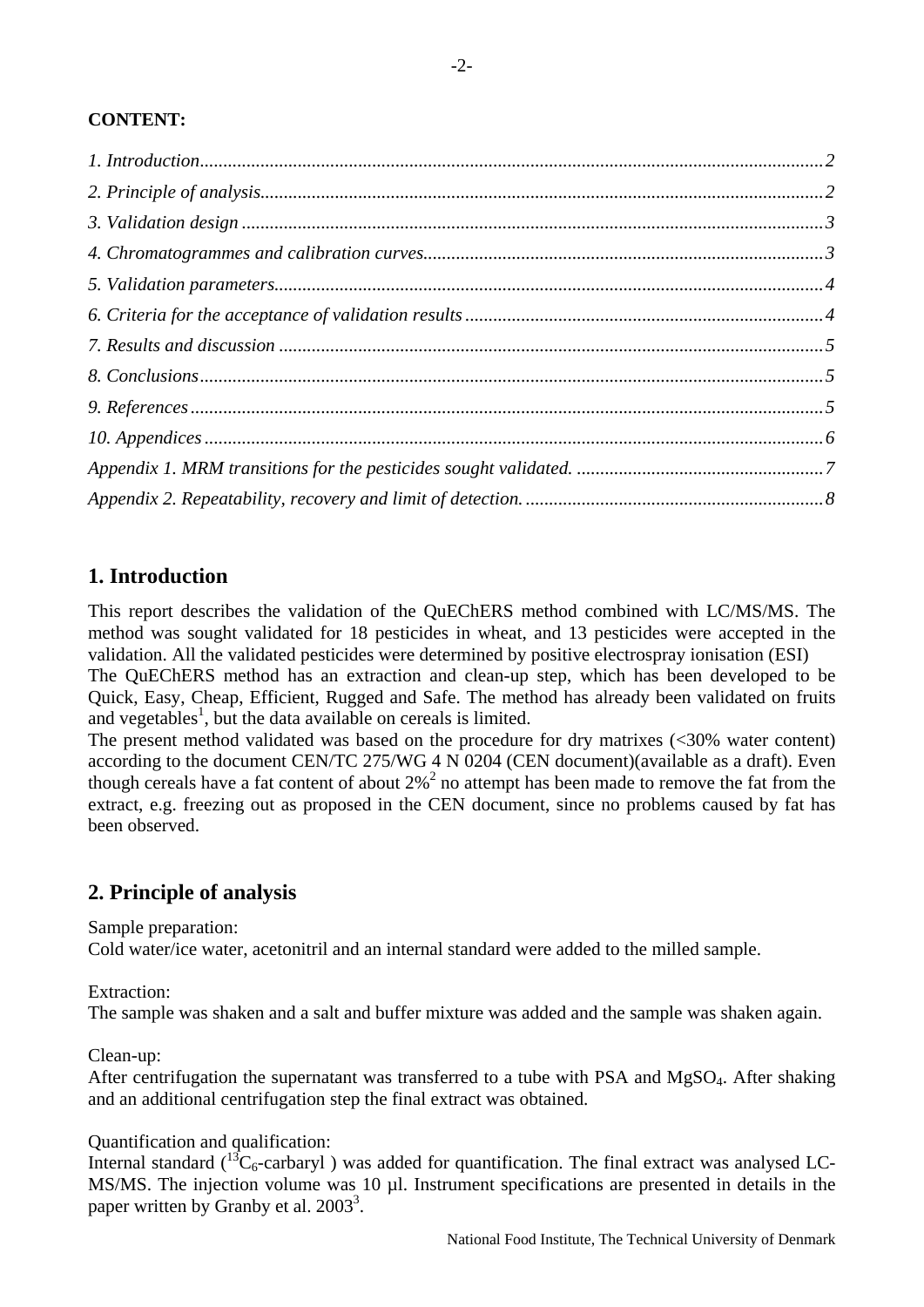**CONTENT:**

*1. Introduction*......2
*2. Principle of analysis*......2
*3. Validation design*......3
*4. Chromatogrammes and calibration curves*......3
*5. Validation parameters*......4
*6. Criteria for the acceptance of validation results*......4
*7. Results and discussion*......5
*8. Conclusions*......5
*9. References*......5
*10. Appendices*......6
*Appendix 1. MRM transitions for the pesticides sought validated.*......7
*Appendix 2. Repeatability, recovery and limit of detection.*......8

## 1. Introduction

This report describes the validation of the QuEChERS method combined with LC/MS/MS. The method was sought validated for 18 pesticides in wheat, and 13 pesticides were accepted in the validation. All the validated pesticides were determined by positive electrospray ionisation (ESI)
The QuEChERS method has an extraction and clean-up step, which has been developed to be Quick, Easy, Cheap, Efficient, Rugged and Safe. The method has already been validated on fruits and vegetables[1], but the data available on cereals is limited.
The present method validated was based on the procedure for dry matrixes (<30% water content) according to the document CEN/TC 275/WG 4 N 0204 (CEN document)(available as a draft). Even though cereals have a fat content of about 2%[2] no attempt has been made to remove the fat from the extract, e.g. freezing out as proposed in the CEN document, since no problems caused by fat has been observed.

## 2. Principle of analysis

Sample preparation:
Cold water/ice water, acetonitril and an internal standard were added to the milled sample.

Extraction:
The sample was shaken and a salt and buffer mixture was added and the sample was shaken again.

Clean-up:
After centrifugation the supernatant was transferred to a tube with PSA and $MgSO_4$. After shaking and an additional centrifugation step the final extract was obtained.

Quantification and qualification:
Internal standard ($^{13}C_6$-carbaryl ) was added for quantification. The final extract was analysed LC-MS/MS. The injection volume was 10 µl. Instrument specifications are presented in details in the paper written by Granby et al. 2003[3].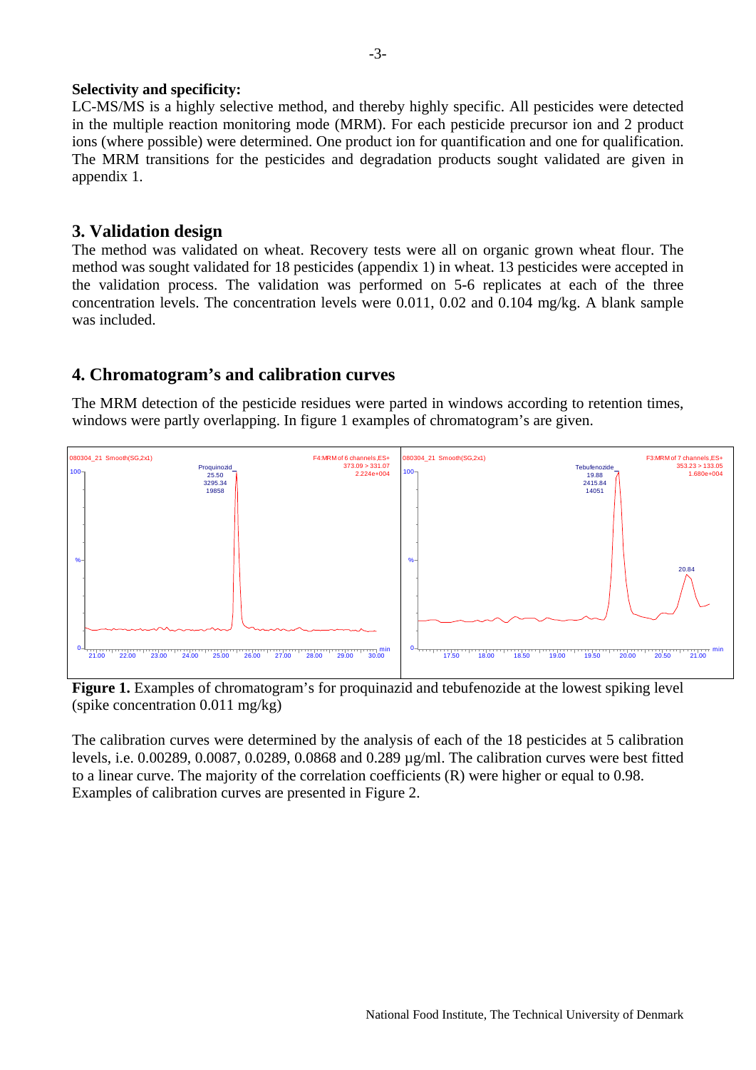**Selectivity and specificity:**

LC-MS/MS is a highly selective method, and thereby highly specific. All pesticides were detected in the multiple reaction monitoring mode (MRM). For each pesticide precursor ion and 2 product ions (where possible) were determined. One product ion for quantification and one for qualification. The MRM transitions for the pesticides and degradation products sought validated are given in appendix 1.

## 3. Validation design

The method was validated on wheat. Recovery tests were all on organic grown wheat flour. The method was sought validated for 18 pesticides (appendix 1) in wheat. 13 pesticides were accepted in the validation process. The validation was performed on 5-6 replicates at each of the three concentration levels. The concentration levels were 0.011, 0.02 and 0.104 mg/kg. A blank sample was included.

## 4. Chromatogram's and calibration curves

The MRM detection of the pesticide residues were parted in windows according to retention times, windows were partly overlapping. In figure 1 examples of chromatogram's are given.

**Figure 1.** Examples of chromatogram's for proquinazid and tebufenozide at the lowest spiking level (spike concentration 0.011 mg/kg)

The calibration curves were determined by the analysis of each of the 18 pesticides at 5 calibration levels, i.e. 0.00289, 0.0087, 0.0289, 0.0868 and 0.289 µg/ml. The calibration curves were best fitted to a linear curve. The majority of the correlation coefficients (R) were higher or equal to 0.98. Examples of calibration curves are presented in Figure 2.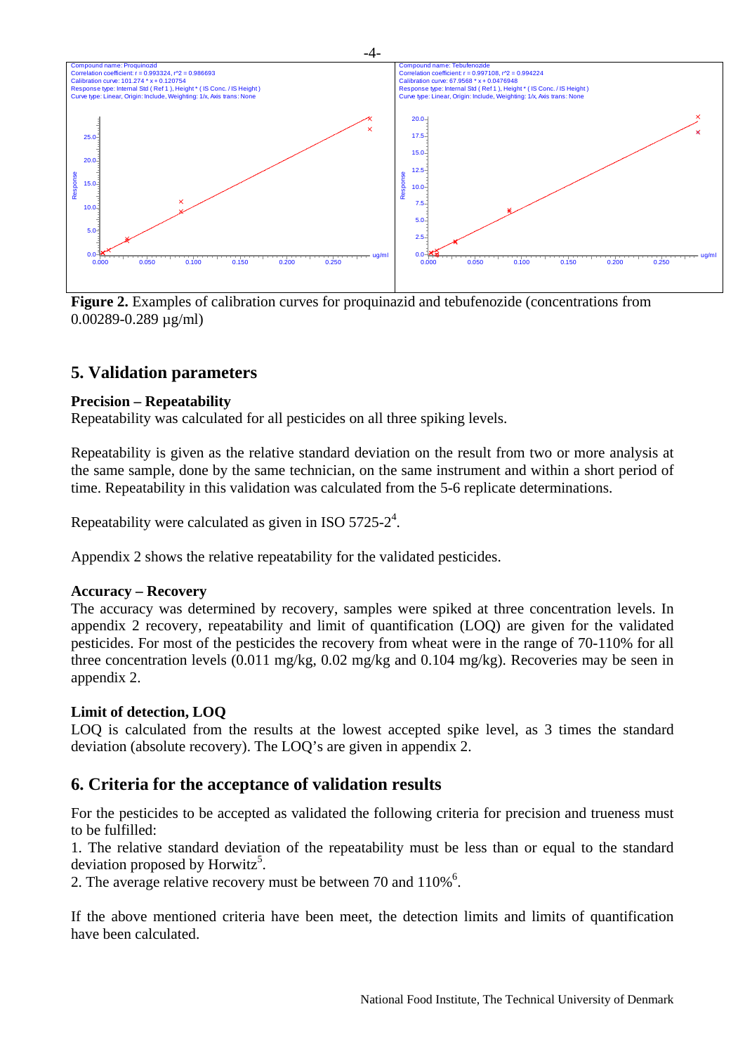**Figure 2.** Examples of calibration curves for proquinazid and tebufenozide (concentrations from 0.00289-0.289 µg/ml)

## 5. Validation parameters

**Precision – Repeatability**
Repeatability was calculated for all pesticides on all three spiking levels.

Repeatability is given as the relative standard deviation on the result from two or more analysis at the same sample, done by the same technician, on the same instrument and within a short period of time. Repeatability in this validation was calculated from the 5-6 replicate determinations.

Repeatability were calculated as given in ISO 5725-2[4].

Appendix 2 shows the relative repeatability for the validated pesticides.

**Accuracy – Recovery**
The accuracy was determined by recovery, samples were spiked at three concentration levels. In appendix 2 recovery, repeatability and limit of quantification (LOQ) are given for the validated pesticides. For most of the pesticides the recovery from wheat were in the range of 70-110% for all three concentration levels (0.011 mg/kg, 0.02 mg/kg and 0.104 mg/kg). Recoveries may be seen in appendix 2.

**Limit of detection, LOQ**
LOQ is calculated from the results at the lowest accepted spike level, as 3 times the standard deviation (absolute recovery). The LOQ's are given in appendix 2.

## 6. Criteria for the acceptance of validation results

For the pesticides to be accepted as validated the following criteria for precision and trueness must to be fulfilled:
1. The relative standard deviation of the repeatability must be less than or equal to the standard deviation proposed by Horwitz[5].
2. The average relative recovery must be between 70 and 110%[6].

If the above mentioned criteria have been meet, the detection limits and limits of quantification have been calculated.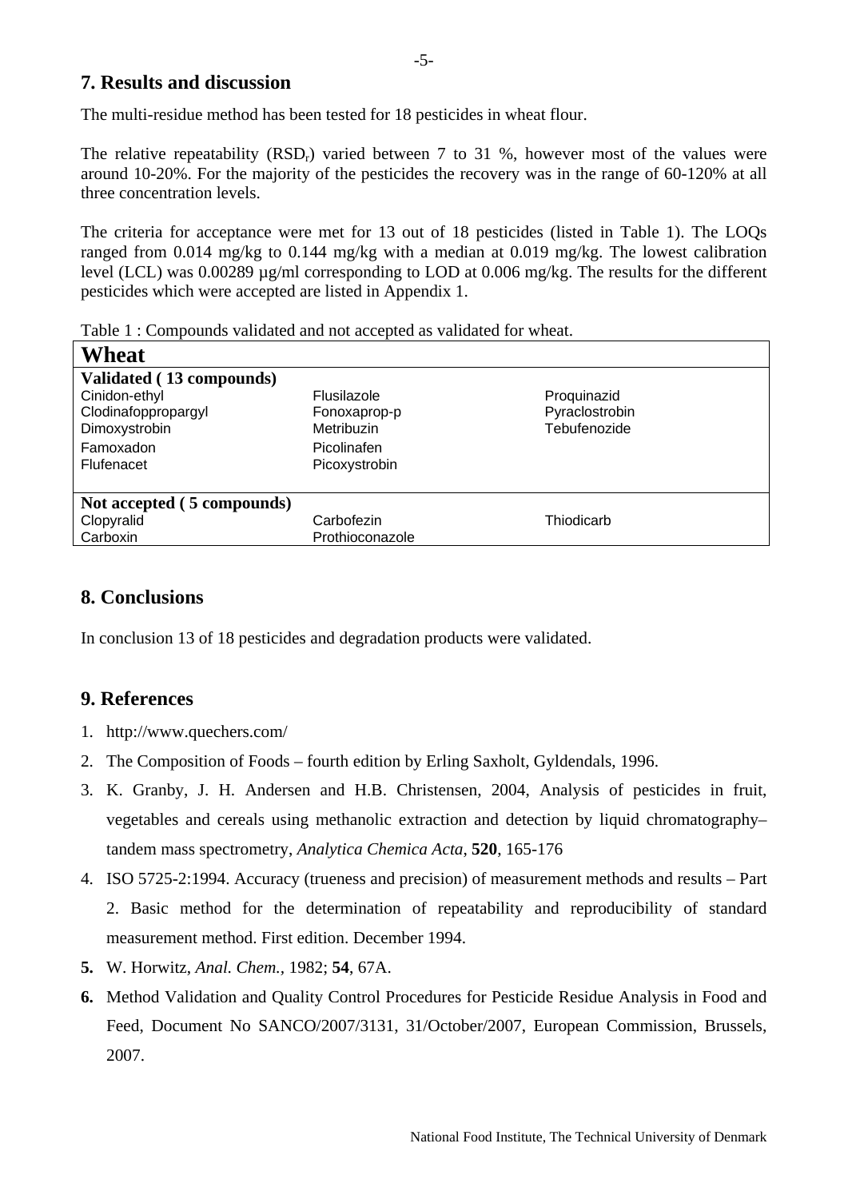## 7. Results and discussion

The multi-residue method has been tested for 18 pesticides in wheat flour.

The relative repeatability ($RSD_r$) varied between 7 to 31 %, however most of the values were around 10-20%. For the majority of the pesticides the recovery was in the range of 60-120% at all three concentration levels.

The criteria for acceptance were met for 13 out of 18 pesticides (listed in Table 1). The LOQs ranged from 0.014 mg/kg to 0.144 mg/kg with a median at 0.019 mg/kg. The lowest calibration level (LCL) was 0.00289 µg/ml corresponding to LOD at 0.006 mg/kg. The results for the different pesticides which were accepted are listed in Appendix 1.

Table 1 : Compounds validated and not accepted as validated for wheat.

| **Wheat** | | |
|---|---|---|
| **Validated ( 13 compounds)** | | |
| Cinidon-ethyl | Flusilazole | Proquinazid |
| Clodinafoppropargyl | Fonoxaprop-p | Pyraclostrobin |
| Dimoxystrobin | Metribuzin | Tebufenozide |
| Famoxadon | Picolinafen | |
| Flufenacet | Picoxystrobin | |
| **Not accepted ( 5 compounds)** | | |
| Clopyralid | Carbofezin | Thiodicarb |
| Carboxin | Prothioconazole | |

## 8. Conclusions

In conclusion 13 of 18 pesticides and degradation products were validated.

## 9. References

1. http://www.quechers.com/
2. The Composition of Foods – fourth edition by Erling Saxholt, Gyldendals, 1996.
3. K. Granby, J. H. Andersen and H.B. Christensen, 2004, Analysis of pesticides in fruit, vegetables and cereals using methanolic extraction and detection by liquid chromatography–tandem mass spectrometry, *Analytica Chemica Acta*, **520**, 165-176
4. ISO 5725-2:1994. Accuracy (trueness and precision) of measurement methods and results – Part 2. Basic method for the determination of repeatability and reproducibility of standard measurement method. First edition. December 1994.
5. W. Horwitz, *Anal. Chem.*, 1982; **54**, 67A.
6. Method Validation and Quality Control Procedures for Pesticide Residue Analysis in Food and Feed, Document No SANCO/2007/3131, 31/October/2007, European Commission, Brussels, 2007.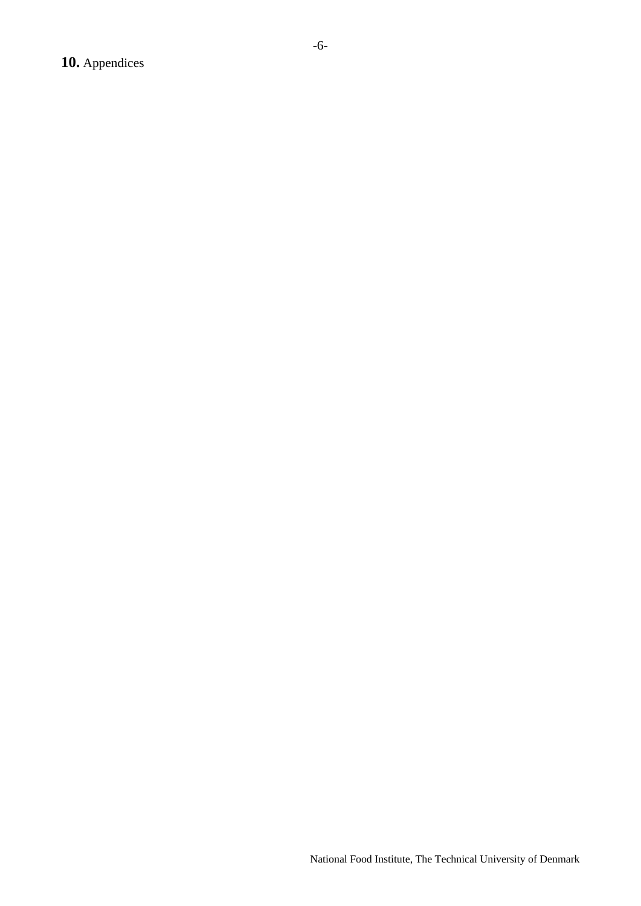## **10.** Appendices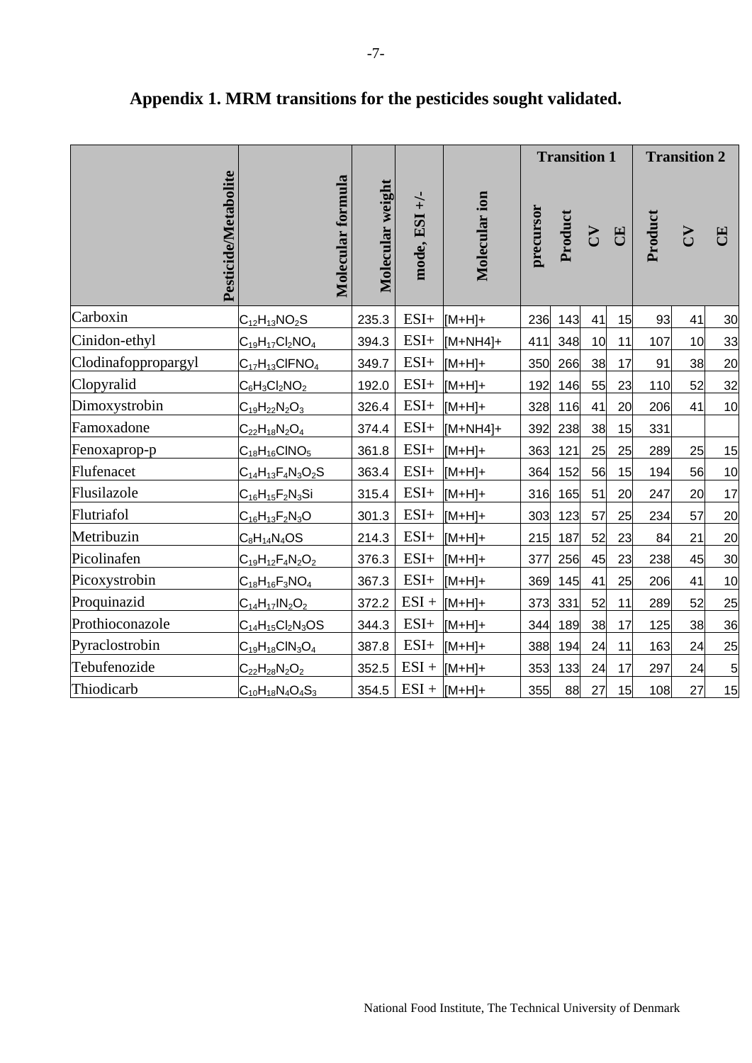## Appendix 1. MRM transitions for the pesticides sought validated.

| Pesticide/Metabolite | Molecular formula | Molecular weight | mode, ESI +/- | Molecular ion | Transition 1 | | | | Transition 2 | | |
|---|---|---|---|---|---|---|---|---|---|---|---|
| | | | | | precursor | Product | CV | CE | Product | CV | CE |
| Carboxin | $C_{12}H_{13}NO_2S$ | 235.3 | ESI+ | [M+H]+ | 236 | 143 | 41 | 15 | 93 | 41 | 30 |
| Cinidon-ethyl | $C_{19}H_{17}Cl_2NO_4$ | 394.3 | ESI+ | [M+NH4]+ | 411 | 348 | 10 | 11 | 107 | 10 | 33 |
| Clodinafoppropargyl | $C_{17}H_{13}ClFNO_4$ | 349.7 | ESI+ | [M+H]+ | 350 | 266 | 38 | 17 | 91 | 38 | 20 |
| Clopyralid | $C_6H_3Cl_2NO_2$ | 192.0 | ESI+ | [M+H]+ | 192 | 146 | 55 | 23 | 110 | 52 | 32 |
| Dimoxystrobin | $C_{19}H_{22}N_2O_3$ | 326.4 | ESI+ | [M+H]+ | 328 | 116 | 41 | 20 | 206 | 41 | 10 |
| Famoxadone | $C_{22}H_{18}N_2O_4$ | 374.4 | ESI+ | [M+NH4]+ | 392 | 238 | 38 | 15 | 331 | | |
| Fenoxaprop-p | $C_{18}H_{16}ClNO_5$ | 361.8 | ESI+ | [M+H]+ | 363 | 121 | 25 | 25 | 289 | 25 | 15 |
| Flufenacet | $C_{14}H_{13}F_4N_3O_2S$ | 363.4 | ESI+ | [M+H]+ | 364 | 152 | 56 | 15 | 194 | 56 | 10 |
| Flusilazole | $C_{16}H_{15}F_2N_3Si$ | 315.4 | ESI+ | [M+H]+ | 316 | 165 | 51 | 20 | 247 | 20 | 17 |
| Flutriafol | $C_{16}H_{13}F_2N_3O$ | 301.3 | ESI+ | [M+H]+ | 303 | 123 | 57 | 25 | 234 | 57 | 20 |
| Metribuzin | $C_8H_{14}N_4OS$ | 214.3 | ESI+ | [M+H]+ | 215 | 187 | 52 | 23 | 84 | 21 | 20 |
| Picolinafen | $C_{19}H_{12}F_4N_2O_2$ | 376.3 | ESI+ | [M+H]+ | 377 | 256 | 45 | 23 | 238 | 45 | 30 |
| Picoxystrobin | $C_{18}H_{16}F_3NO_4$ | 367.3 | ESI+ | [M+H]+ | 369 | 145 | 41 | 25 | 206 | 41 | 10 |
| Proquinazid | $C_{14}H_{17}IN_2O_2$ | 372.2 | ESI + | [M+H]+ | 373 | 331 | 52 | 11 | 289 | 52 | 25 |
| Prothioconazole | $C_{14}H_{15}Cl_2N_3OS$ | 344.3 | ESI+ | [M+H]+ | 344 | 189 | 38 | 17 | 125 | 38 | 36 |
| Pyraclostrobin | $C_{19}H_{18}ClN_3O_4$ | 387.8 | ESI+ | [M+H]+ | 388 | 194 | 24 | 11 | 163 | 24 | 25 |
| Tebufenozide | $C_{22}H_{28}N_2O_2$ | 352.5 | ESI + | [M+H]+ | 353 | 133 | 24 | 17 | 297 | 24 | 5 |
| Thiodicarb | $C_{10}H_{18}N_4O_4S_3$ | 354.5 | ESI + | [M+H]+ | 355 | 88 | 27 | 15 | 108 | 27 | 15 |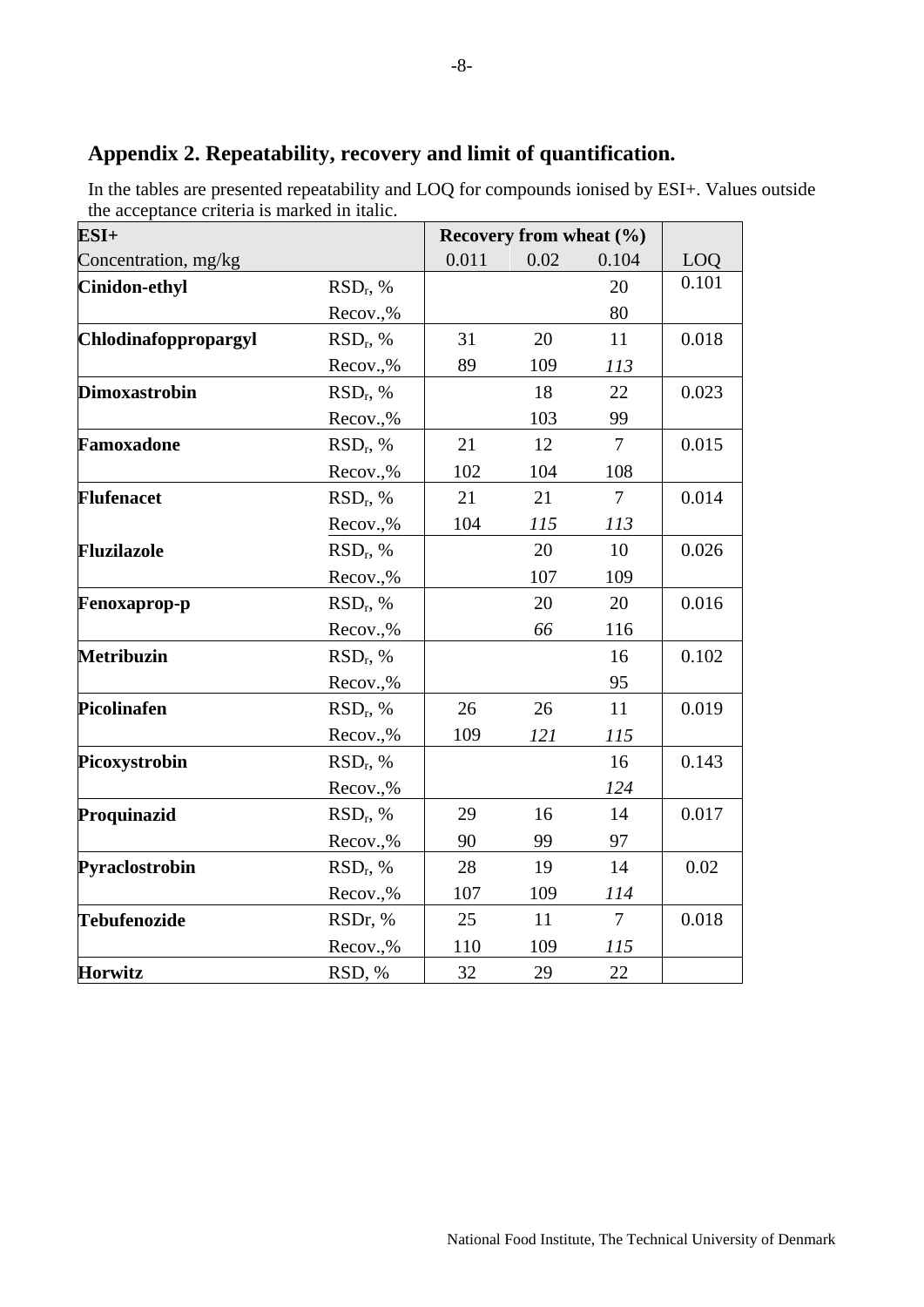## Appendix 2. Repeatability, recovery and limit of quantification.

In the tables are presented repeatability and LOQ for compounds ionised by ESI+. Values outside the acceptance criteria is marked in italic.

| **ESI+** | | **Recovery from wheat (%)** | | | |
|---|---|---|---|---|---|
| Concentration, mg/kg | | 0.011 | 0.02 | 0.104 | LOQ |
| **Cinidon-ethyl** | $RSD_r$, % | | | 20 | 0.101 |
| | Recov.,% | | | 80 | |
| **Chlodinafoppropargyl** | $RSD_r$, % | 31 | 20 | 11 | 0.018 |
| | Recov.,% | 89 | 109 | *113* | |
| **Dimoxastrobin** | $RSD_r$, % | | 18 | 22 | 0.023 |
| | Recov.,% | | 103 | 99 | |
| **Famoxadone** | $RSD_r$, % | 21 | 12 | 7 | 0.015 |
| | Recov.,% | 102 | 104 | 108 | |
| **Flufenacet** | $RSD_r$, % | 21 | 21 | 7 | 0.014 |
| | Recov.,% | 104 | *115* | *113* | |
| **Fluzilazole** | $RSD_r$, % | | 20 | 10 | 0.026 |
| | Recov.,% | | 107 | 109 | |
| **Fenoxaprop-p** | $RSD_r$, % | | 20 | 20 | 0.016 |
| | Recov.,% | | *66* | 116 | |
| **Metribuzin** | $RSD_r$, % | | | 16 | 0.102 |
| | Recov.,% | | | 95 | |
| **Picolinafen** | $RSD_r$, % | 26 | 26 | 11 | 0.019 |
| | Recov.,% | 109 | *121* | *115* | |
| **Picoxystrobin** | $RSD_r$, % | | | 16 | 0.143 |
| | Recov.,% | | | *124* | |
| **Proquinazid** | $RSD_r$, % | 29 | 16 | 14 | 0.017 |
| | Recov.,% | 90 | 99 | 97 | |
| **Pyraclostrobin** | $RSD_r$, % | 28 | 19 | 14 | 0.02 |
| | Recov.,% | 107 | 109 | *114* | |
| **Tebufenozide** | RSDr, % | 25 | 11 | 7 | 0.018 |
| | Recov.,% | 110 | 109 | *115* | |
| **Horwitz** | RSD, % | 32 | 29 | 22 | |